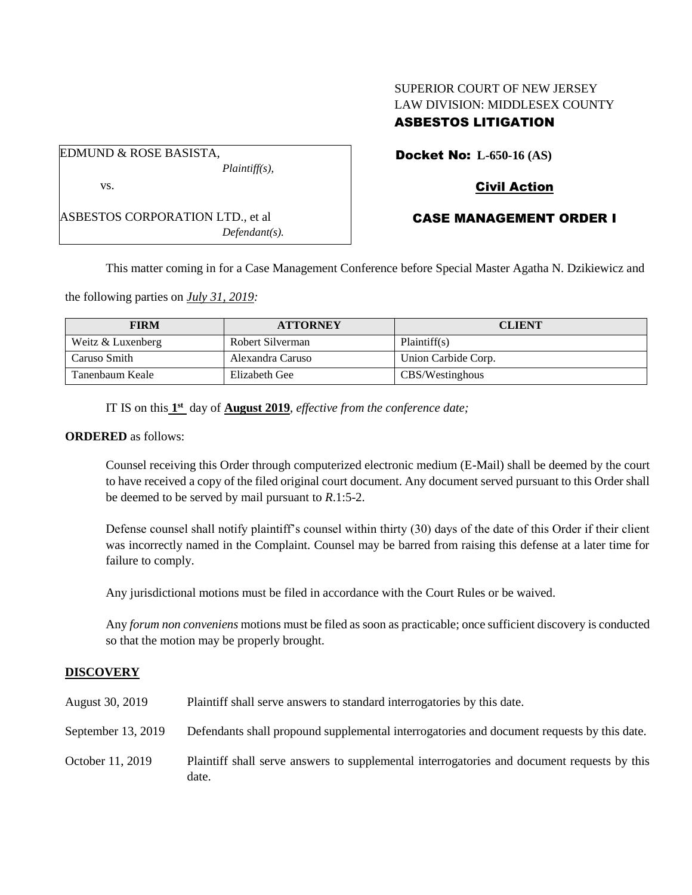SUPERIOR COURT OF NEW JERSEY
LAW DIVISION: MIDDLESEX COUNTY
**ASBESTOS LITIGATION**

EDMUND & ROSE BASISTA,
*Plaintiff(s),*

vs.

ASBESTOS CORPORATION LTD., et al
*Defendant(s).*

**Docket No: L-650-16 (AS)**

**Civil Action**

**CASE MANAGEMENT ORDER I**

This matter coming in for a Case Management Conference before Special Master Agatha N. Dzikiewicz and the following parties on *July 31, 2019:*

| FIRM | ATTORNEY | CLIENT |
|---|---|---|
| Weitz & Luxenberg | Robert Silverman | Plaintiff(s) |
| Caruso Smith | Alexandra Caruso | Union Carbide Corp. |
| Tanenbaum Keale | Elizabeth Gee | CBS/Westinghous |

IT IS on this **1st** day of **August 2019**, *effective from the conference date;*

**ORDERED** as follows:

Counsel receiving this Order through computerized electronic medium (E-Mail) shall be deemed by the court to have received a copy of the filed original court document. Any document served pursuant to this Order shall be deemed to be served by mail pursuant to *R*.1:5-2.

Defense counsel shall notify plaintiff's counsel within thirty (30) days of the date of this Order if their client was incorrectly named in the Complaint. Counsel may be barred from raising this defense at a later time for failure to comply.

Any jurisdictional motions must be filed in accordance with the Court Rules or be waived.

Any *forum non conveniens* motions must be filed as soon as practicable; once sufficient discovery is conducted so that the motion may be properly brought.

**DISCOVERY**

| | |
|---|---|
| August 30, 2019 | Plaintiff shall serve answers to standard interrogatories by this date. |
| September 13, 2019 | Defendants shall propound supplemental interrogatories and document requests by this date. |
| October 11, 2019 | Plaintiff shall serve answers to supplemental interrogatories and document requests by this date. |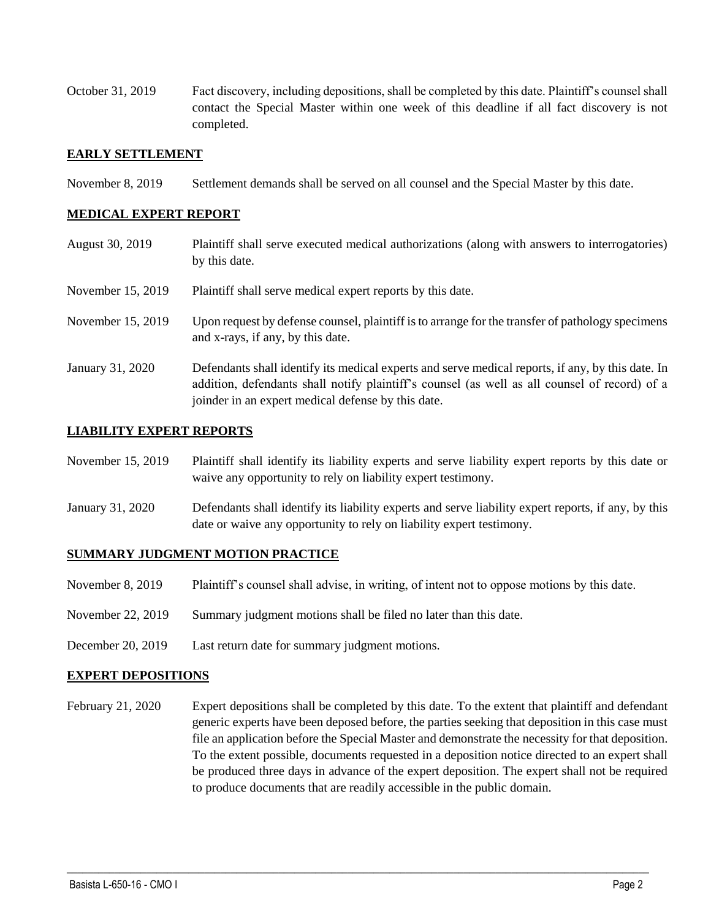| | |
|---|---|
| October 31, 2019 | Fact discovery, including depositions, shall be completed by this date. Plaintiff's counsel shall contact the Special Master within one week of this deadline if all fact discovery is not completed. |

## EARLY SETTLEMENT

| | |
|---|---|
| November 8, 2019 | Settlement demands shall be served on all counsel and the Special Master by this date. |

## MEDICAL EXPERT REPORT

| | |
|---|---|
| August 30, 2019 | Plaintiff shall serve executed medical authorizations (along with answers to interrogatories) by this date. |
| November 15, 2019 | Plaintiff shall serve medical expert reports by this date. |
| November 15, 2019 | Upon request by defense counsel, plaintiff is to arrange for the transfer of pathology specimens and x-rays, if any, by this date. |
| January 31, 2020 | Defendants shall identify its medical experts and serve medical reports, if any, by this date. In addition, defendants shall notify plaintiff's counsel (as well as all counsel of record) of a joinder in an expert medical defense by this date. |

## LIABILITY EXPERT REPORTS

| | |
|---|---|
| November 15, 2019 | Plaintiff shall identify its liability experts and serve liability expert reports by this date or waive any opportunity to rely on liability expert testimony. |
| January 31, 2020 | Defendants shall identify its liability experts and serve liability expert reports, if any, by this date or waive any opportunity to rely on liability expert testimony. |

## SUMMARY JUDGMENT MOTION PRACTICE

| | |
|---|---|
| November 8, 2019 | Plaintiff's counsel shall advise, in writing, of intent not to oppose motions by this date. |
| November 22, 2019 | Summary judgment motions shall be filed no later than this date. |
| December 20, 2019 | Last return date for summary judgment motions. |

## EXPERT DEPOSITIONS

| | |
|---|---|
| February 21, 2020 | Expert depositions shall be completed by this date. To the extent that plaintiff and defendant generic experts have been deposed before, the parties seeking that deposition in this case must file an application before the Special Master and demonstrate the necessity for that deposition. To the extent possible, documents requested in a deposition notice directed to an expert shall be produced three days in advance of the expert deposition. The expert shall not be required to produce documents that are readily accessible in the public domain. |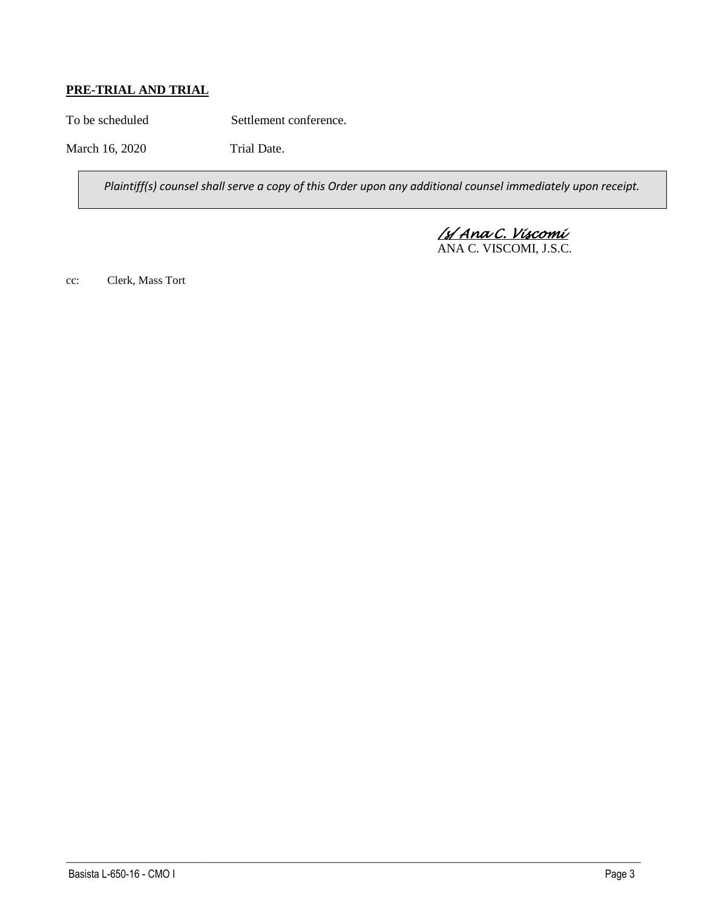**PRE-TRIAL AND TRIAL**

| | |
|---|---|
| To be scheduled | Settlement conference. |
| March 16, 2020 | Trial Date. |

*Plaintiff(s) counsel shall serve a copy of this Order upon any additional counsel immediately upon receipt.*

/s/ Ana C. Viscomi
ANA C. VISCOMI, J.S.C.

cc: Clerk, Mass Tort